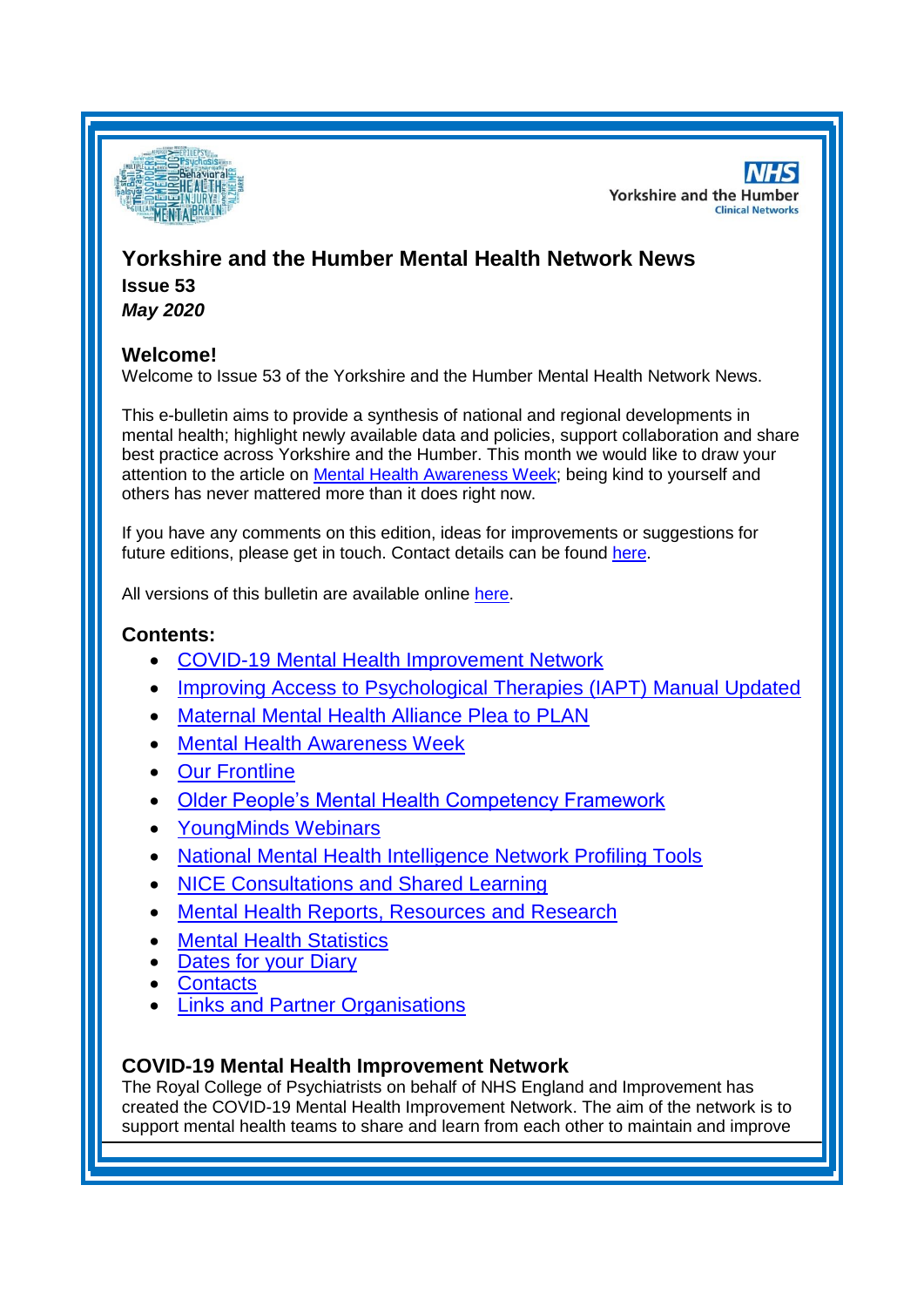# Yorkshire and the Humber Mental Health Network News

**Issue 53**

***May 2020***

## Welcome!

Welcome to Issue 53 of the Yorkshire and the Humber Mental Health Network News.

This e-bulletin aims to provide a synthesis of national and regional developments in mental health; highlight newly available data and policies, support collaboration and share best practice across Yorkshire and the Humber. This month we would like to draw your attention to the article on Mental Health Awareness Week; being kind to yourself and others has never mattered more than it does right now.

If you have any comments on this edition, ideas for improvements or suggestions for future editions, please get in touch. Contact details can be found here.

All versions of this bulletin are available online here.

## Contents:

- COVID-19 Mental Health Improvement Network
- Improving Access to Psychological Therapies (IAPT) Manual Updated
- Maternal Mental Health Alliance Plea to PLAN
- Mental Health Awareness Week
- Our Frontline
- Older People's Mental Health Competency Framework
- YoungMinds Webinars
- National Mental Health Intelligence Network Profiling Tools
- NICE Consultations and Shared Learning
- Mental Health Reports, Resources and Research
- Mental Health Statistics
- Dates for your Diary
- Contacts
- Links and Partner Organisations

## COVID-19 Mental Health Improvement Network

The Royal College of Psychiatrists on behalf of NHS England and Improvement has created the COVID-19 Mental Health Improvement Network. The aim of the network is to support mental health teams to share and learn from each other to maintain and improve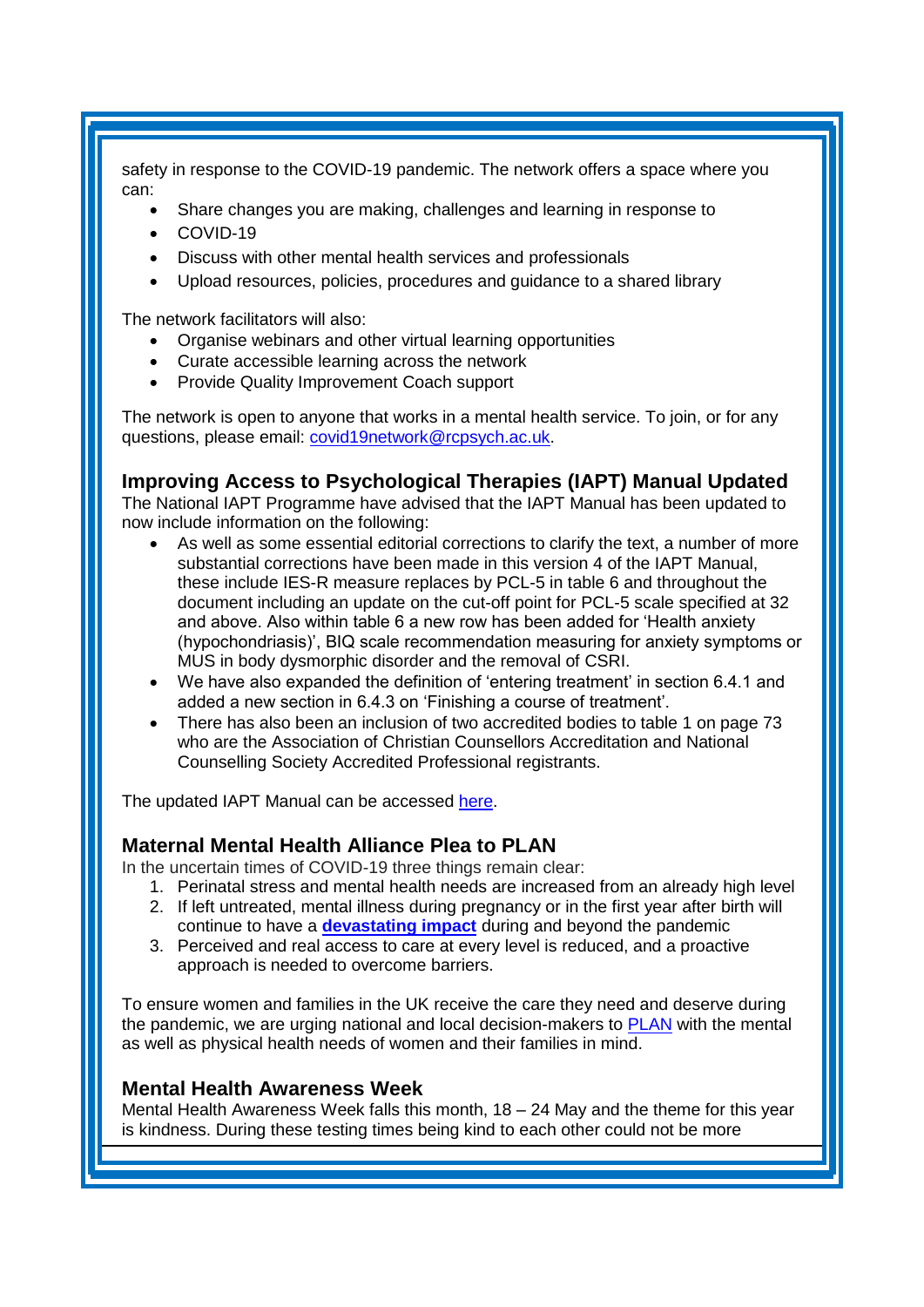safety in response to the COVID-19 pandemic. The network offers a space where you can:

- Share changes you are making, challenges and learning in response to
- COVID-19
- Discuss with other mental health services and professionals
- Upload resources, policies, procedures and guidance to a shared library

The network facilitators will also:

- Organise webinars and other virtual learning opportunities
- Curate accessible learning across the network
- Provide Quality Improvement Coach support

The network is open to anyone that works in a mental health service. To join, or for any questions, please email: covid19network@rcpsych.ac.uk.

## Improving Access to Psychological Therapies (IAPT) Manual Updated

The National IAPT Programme have advised that the IAPT Manual has been updated to now include information on the following:

- As well as some essential editorial corrections to clarify the text, a number of more substantial corrections have been made in this version 4 of the IAPT Manual, these include IES-R measure replaces by PCL-5 in table 6 and throughout the document including an update on the cut-off point for PCL-5 scale specified at 32 and above. Also within table 6 a new row has been added for 'Health anxiety (hypochondriasis)', BIQ scale recommendation measuring for anxiety symptoms or MUS in body dysmorphic disorder and the removal of CSRI.
- We have also expanded the definition of 'entering treatment' in section 6.4.1 and added a new section in 6.4.3 on 'Finishing a course of treatment'.
- There has also been an inclusion of two accredited bodies to table 1 on page 73 who are the Association of Christian Counsellors Accreditation and National Counselling Society Accredited Professional registrants.

The updated IAPT Manual can be accessed here.

## Maternal Mental Health Alliance Plea to PLAN

In the uncertain times of COVID-19 three things remain clear:

1. Perinatal stress and mental health needs are increased from an already high level
2. If left untreated, mental illness during pregnancy or in the first year after birth will continue to have a **devastating impact** during and beyond the pandemic
3. Perceived and real access to care at every level is reduced, and a proactive approach is needed to overcome barriers.

To ensure women and families in the UK receive the care they need and deserve during the pandemic, we are urging national and local decision-makers to PLAN with the mental as well as physical health needs of women and their families in mind.

## Mental Health Awareness Week

Mental Health Awareness Week falls this month, 18 – 24 May and the theme for this year is kindness. During these testing times being kind to each other could not be more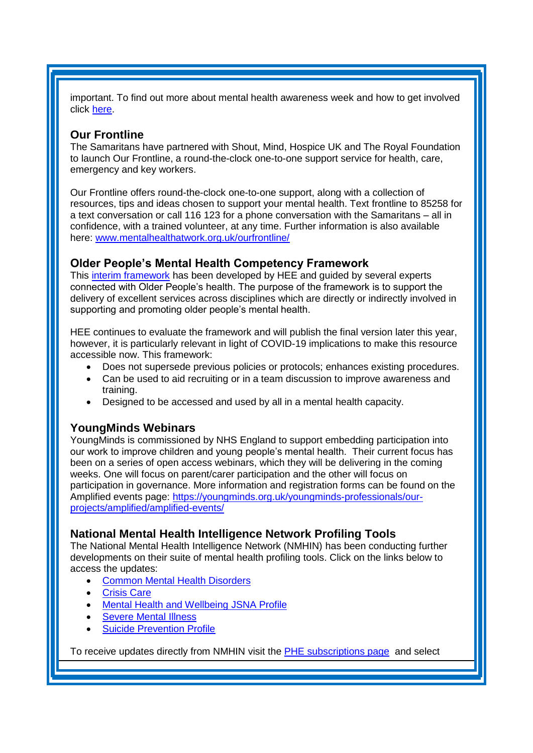important. To find out more about mental health awareness week and how to get involved click [here](#).

### Our Frontline

The Samaritans have partnered with Shout, Mind, Hospice UK and The Royal Foundation to launch Our Frontline, a round-the-clock one-to-one support service for health, care, emergency and key workers.

Our Frontline offers round-the-clock one-to-one support, along with a collection of resources, tips and ideas chosen to support your mental health. Text frontline to 85258 for a text conversation or call 116 123 for a phone conversation with the Samaritans – all in confidence, with a trained volunteer, at any time. Further information is also available here: [www.mentalhealthatwork.org.uk/ourfrontline/](http://www.mentalhealthatwork.org.uk/ourfrontline/)

### Older People's Mental Health Competency Framework

This [interim framework](#) has been developed by HEE and guided by several experts connected with Older People's health. The purpose of the framework is to support the delivery of excellent services across disciplines which are directly or indirectly involved in supporting and promoting older people's mental health.

HEE continues to evaluate the framework and will publish the final version later this year, however, it is particularly relevant in light of COVID-19 implications to make this resource accessible now. This framework:

- Does not supersede previous policies or protocols; enhances existing procedures.
- Can be used to aid recruiting or in a team discussion to improve awareness and training.
- Designed to be accessed and used by all in a mental health capacity.

### YoungMinds Webinars

YoungMinds is commissioned by NHS England to support embedding participation into our work to improve children and young people's mental health. Their current focus has been on a series of open access webinars, which they will be delivering in the coming weeks. One will focus on parent/carer participation and the other will focus on participation in governance. More information and registration forms can be found on the Amplified events page: [https://youngminds.org.uk/youngminds-professionals/our-projects/amplified/amplified-events/](https://youngminds.org.uk/youngminds-professionals/our-projects/amplified/amplified-events/)

### National Mental Health Intelligence Network Profiling Tools

The National Mental Health Intelligence Network (NMHIN) has been conducting further developments on their suite of mental health profiling tools. Click on the links below to access the updates:

- [Common Mental Health Disorders](#)
- [Crisis Care](#)
- [Mental Health and Wellbeing JSNA Profile](#)
- [Severe Mental Illness](#)
- [Suicide Prevention Profile](#)

To receive updates directly from NMHIN visit the [PHE subscriptions page](#) and select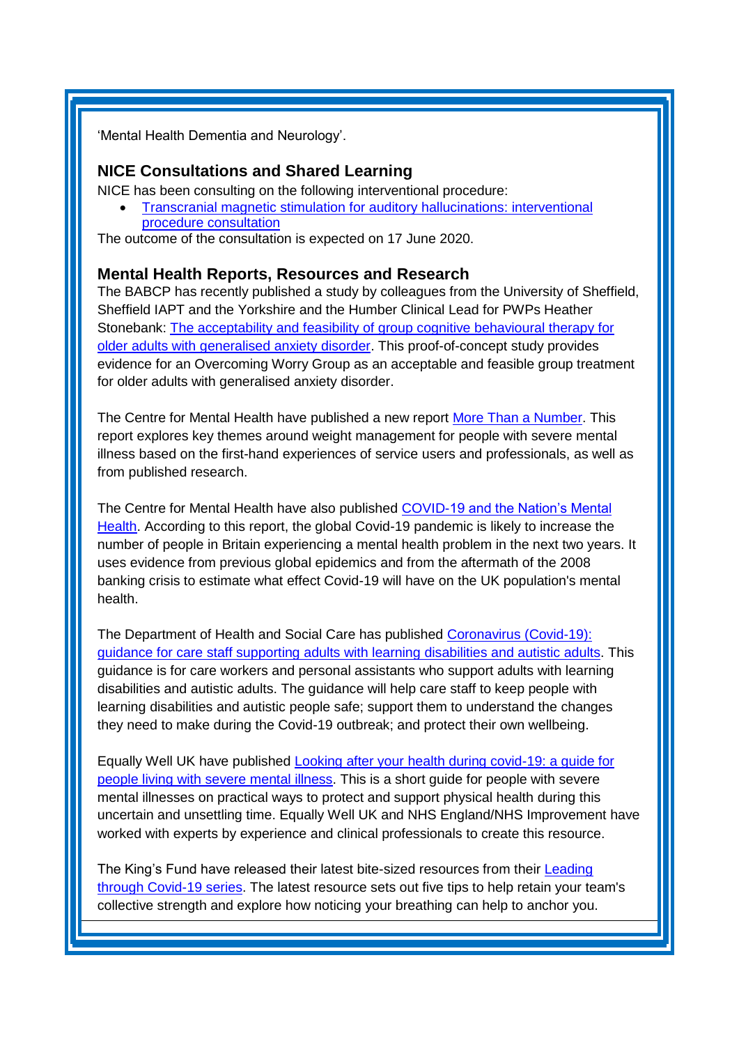'Mental Health Dementia and Neurology'.

## NICE Consultations and Shared Learning

NICE has been consulting on the following interventional procedure:

- Transcranial magnetic stimulation for auditory hallucinations: interventional procedure consultation

The outcome of the consultation is expected on 17 June 2020.

## Mental Health Reports, Resources and Research

The BABCP has recently published a study by colleagues from the University of Sheffield, Sheffield IAPT and the Yorkshire and the Humber Clinical Lead for PWPs Heather Stonebank: The acceptability and feasibility of group cognitive behavioural therapy for older adults with generalised anxiety disorder. This proof-of-concept study provides evidence for an Overcoming Worry Group as an acceptable and feasible group treatment for older adults with generalised anxiety disorder.

The Centre for Mental Health have published a new report More Than a Number. This report explores key themes around weight management for people with severe mental illness based on the first-hand experiences of service users and professionals, as well as from published research.

The Centre for Mental Health have also published COVID-19 and the Nation's Mental Health. According to this report, the global Covid-19 pandemic is likely to increase the number of people in Britain experiencing a mental health problem in the next two years. It uses evidence from previous global epidemics and from the aftermath of the 2008 banking crisis to estimate what effect Covid-19 will have on the UK population's mental health.

The Department of Health and Social Care has published Coronavirus (Covid-19): guidance for care staff supporting adults with learning disabilities and autistic adults. This guidance is for care workers and personal assistants who support adults with learning disabilities and autistic adults. The guidance will help care staff to keep people with learning disabilities and autistic people safe; support them to understand the changes they need to make during the Covid-19 outbreak; and protect their own wellbeing.

Equally Well UK have published Looking after your health during covid-19: a guide for people living with severe mental illness. This is a short guide for people with severe mental illnesses on practical ways to protect and support physical health during this uncertain and unsettling time. Equally Well UK and NHS England/NHS Improvement have worked with experts by experience and clinical professionals to create this resource.

The King's Fund have released their latest bite-sized resources from their Leading through Covid-19 series. The latest resource sets out five tips to help retain your team's collective strength and explore how noticing your breathing can help to anchor you.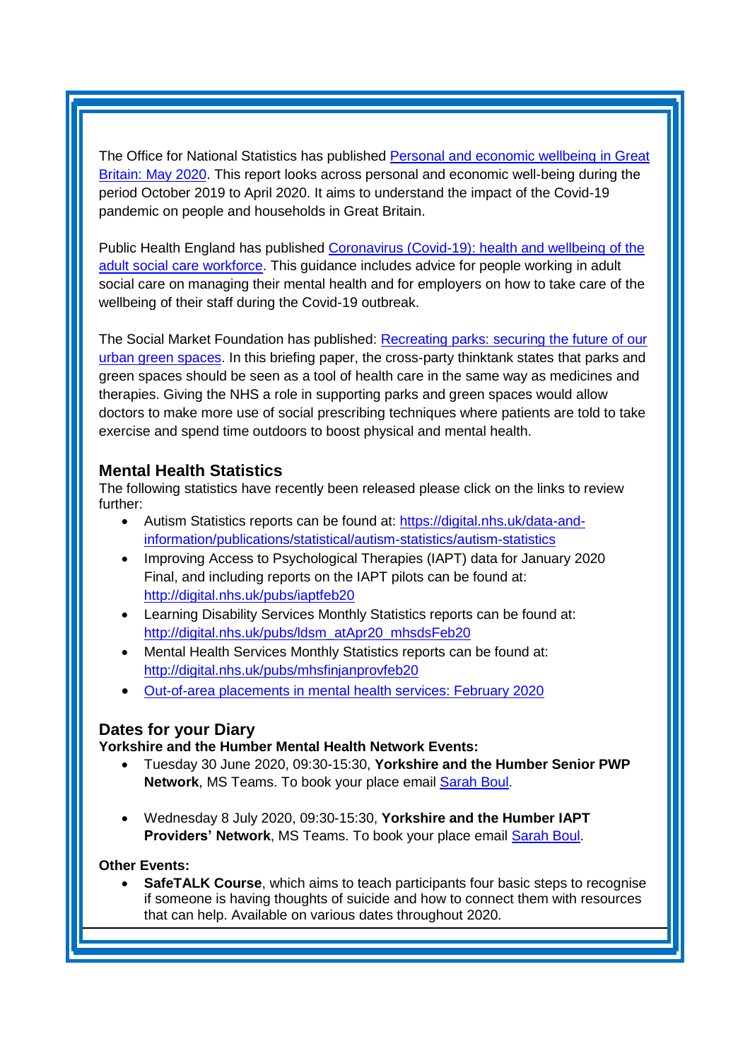The Office for National Statistics has published [Personal and economic wellbeing in Great Britain: May 2020](). This report looks across personal and economic well-being during the period October 2019 to April 2020. It aims to understand the impact of the Covid-19 pandemic on people and households in Great Britain.

Public Health England has published [Coronavirus (Covid-19): health and wellbeing of the adult social care workforce](). This guidance includes advice for people working in adult social care on managing their mental health and for employers on how to take care of the wellbeing of their staff during the Covid-19 outbreak.

The Social Market Foundation has published: [Recreating parks: securing the future of our urban green spaces](). In this briefing paper, the cross-party thinktank states that parks and green spaces should be seen as a tool of health care in the same way as medicines and therapies. Giving the NHS a role in supporting parks and green spaces would allow doctors to make more use of social prescribing techniques where patients are told to take exercise and spend time outdoors to boost physical and mental health.

## Mental Health Statistics

The following statistics have recently been released please click on the links to review further:

- Autism Statistics reports can be found at: https://digital.nhs.uk/data-and-information/publications/statistical/autism-statistics/autism-statistics
- Improving Access to Psychological Therapies (IAPT) data for January 2020 Final, and including reports on the IAPT pilots can be found at: http://digital.nhs.uk/pubs/iaptfeb20
- Learning Disability Services Monthly Statistics reports can be found at: http://digital.nhs.uk/pubs/ldsm_atApr20_mhsdsFeb20
- Mental Health Services Monthly Statistics reports can be found at: http://digital.nhs.uk/pubs/mhsfinjanprovfeb20
- [Out-of-area placements in mental health services: February 2020]()

## Dates for your Diary

**Yorkshire and the Humber Mental Health Network Events:**

- Tuesday 30 June 2020, 09:30-15:30, **Yorkshire and the Humber Senior PWP Network**, MS Teams. To book your place email [Sarah Boul]().

- Wednesday 8 July 2020, 09:30-15:30, **Yorkshire and the Humber IAPT Providers' Network**, MS Teams. To book your place email [Sarah Boul]().

**Other Events:**

- **SafeTALK Course**, which aims to teach participants four basic steps to recognise if someone is having thoughts of suicide and how to connect them with resources that can help. Available on various dates throughout 2020.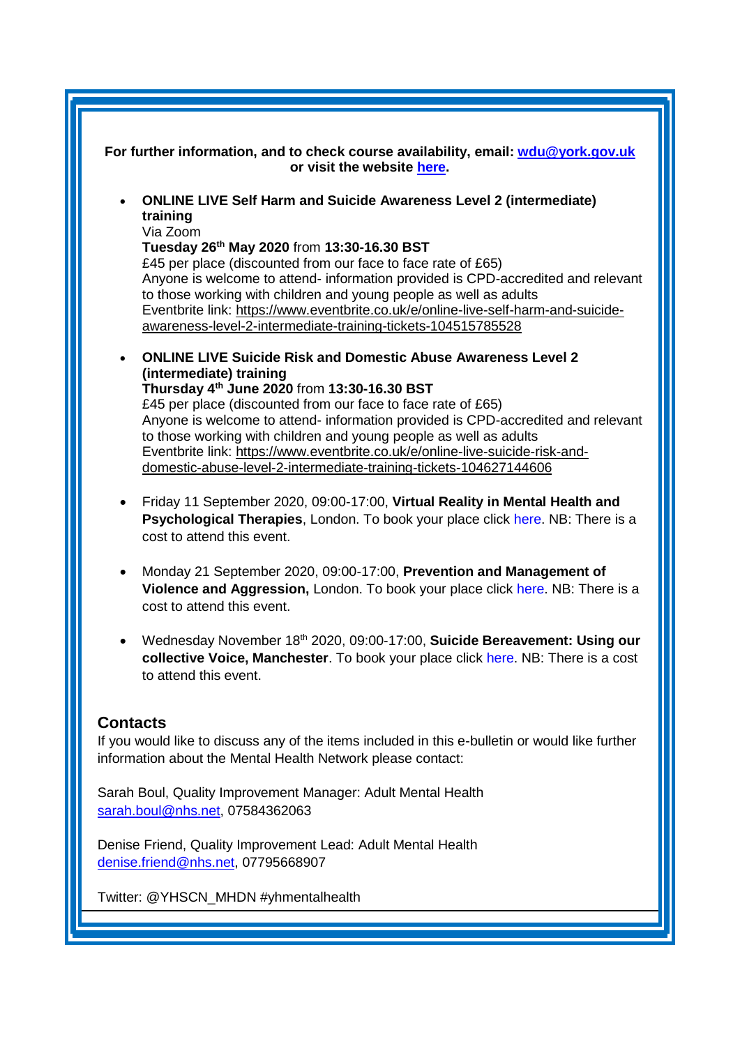**For further information, and to check course availability, email: [wdu@york.gov.uk](mailto:wdu@york.gov.uk) or visit the website here.**

- **ONLINE LIVE Self Harm and Suicide Awareness Level 2 (intermediate) training**
  Via Zoom
  **Tuesday 26th May 2020** from **13:30-16.30 BST**
  £45 per place (discounted from our face to face rate of £65)
  Anyone is welcome to attend- information provided is CPD-accredited and relevant to those working with children and young people as well as adults
  Eventbrite link: https://www.eventbrite.co.uk/e/online-live-self-harm-and-suicide-awareness-level-2-intermediate-training-tickets-104515785528

- **ONLINE LIVE Suicide Risk and Domestic Abuse Awareness Level 2 (intermediate) training**
  **Thursday 4th June 2020** from **13:30-16.30 BST**
  £45 per place (discounted from our face to face rate of £65)
  Anyone is welcome to attend- information provided is CPD-accredited and relevant to those working with children and young people as well as adults
  Eventbrite link: https://www.eventbrite.co.uk/e/online-live-suicide-risk-and-domestic-abuse-level-2-intermediate-training-tickets-104627144606

- Friday 11 September 2020, 09:00-17:00, **Virtual Reality in Mental Health and Psychological Therapies**, London. To book your place click here. NB: There is a cost to attend this event.

- Monday 21 September 2020, 09:00-17:00, **Prevention and Management of Violence and Aggression,** London. To book your place click here. NB: There is a cost to attend this event.

- Wednesday November 18th 2020, 09:00-17:00, **Suicide Bereavement: Using our collective Voice, Manchester**. To book your place click here. NB: There is a cost to attend this event.

## Contacts

If you would like to discuss any of the items included in this e-bulletin or would like further information about the Mental Health Network please contact:

Sarah Boul, Quality Improvement Manager: Adult Mental Health
[sarah.boul@nhs.net](mailto:sarah.boul@nhs.net), 07584362063

Denise Friend, Quality Improvement Lead: Adult Mental Health
[denise.friend@nhs.net](mailto:denise.friend@nhs.net), 07795668907

Twitter: @YHSCN_MHDN #yhmentalhealth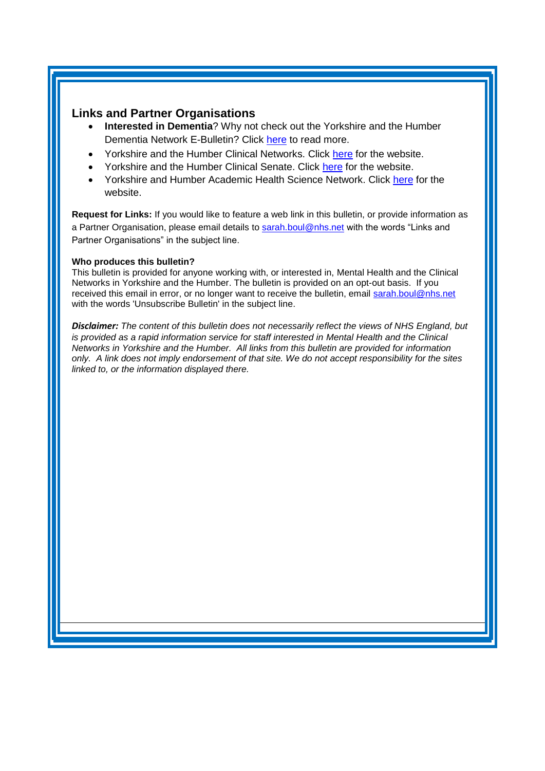## Links and Partner Organisations

- **Interested in Dementia**? Why not check out the Yorkshire and the Humber Dementia Network E-Bulletin? Click here to read more.
- Yorkshire and the Humber Clinical Networks. Click here for the website.
- Yorkshire and the Humber Clinical Senate. Click here for the website.
- Yorkshire and Humber Academic Health Science Network. Click here for the website.

**Request for Links:** If you would like to feature a web link in this bulletin, or provide information as a Partner Organisation, please email details to sarah.boul@nhs.net with the words "Links and Partner Organisations" in the subject line.

**Who produces this bulletin?**
This bulletin is provided for anyone working with, or interested in, Mental Health and the Clinical Networks in Yorkshire and the Humber. The bulletin is provided on an opt-out basis. If you received this email in error, or no longer want to receive the bulletin, email sarah.boul@nhs.net with the words 'Unsubscribe Bulletin' in the subject line.

***Disclaimer:*** *The content of this bulletin does not necessarily reflect the views of NHS England, but is provided as a rapid information service for staff interested in Mental Health and the Clinical Networks in Yorkshire and the Humber. All links from this bulletin are provided for information only. A link does not imply endorsement of that site. We do not accept responsibility for the sites linked to, or the information displayed there.*